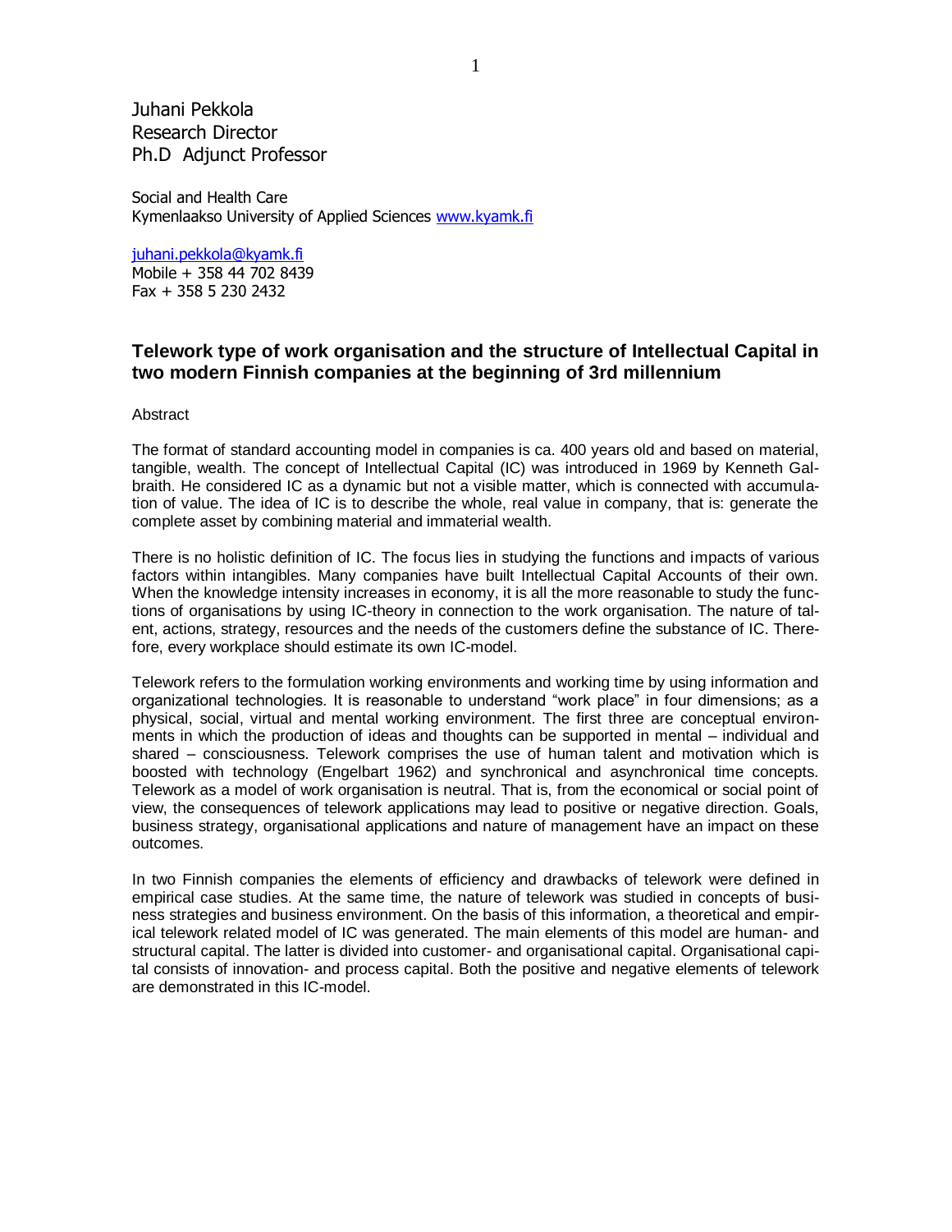Juhani Pekkola
Research Director
Ph.D Adjunct Professor

Social and Health Care
Kymenlaakso University of Applied Sciences www.kyamk.fi

juhani.pekkola@kyamk.fi
Mobile + 358 44 702 8439
Fax + 358 5 230 2432

# Telework type of work organisation and the structure of Intellectual Capital in two modern Finnish companies at the beginning of 3rd millennium

Abstract

The format of standard accounting model in companies is ca. 400 years old and based on material, tangible, wealth. The concept of Intellectual Capital (IC) was introduced in 1969 by Kenneth Galbraith. He considered IC as a dynamic but not a visible matter, which is connected with accumulation of value. The idea of IC is to describe the whole, real value in company, that is: generate the complete asset by combining material and immaterial wealth.

There is no holistic definition of IC. The focus lies in studying the functions and impacts of various factors within intangibles. Many companies have built Intellectual Capital Accounts of their own. When the knowledge intensity increases in economy, it is all the more reasonable to study the functions of organisations by using IC-theory in connection to the work organisation. The nature of talent, actions, strategy, resources and the needs of the customers define the substance of IC. Therefore, every workplace should estimate its own IC-model.

Telework refers to the formulation working environments and working time by using information and organizational technologies. It is reasonable to understand "work place" in four dimensions; as a physical, social, virtual and mental working environment. The first three are conceptual environments in which the production of ideas and thoughts can be supported in mental – individual and shared – consciousness. Telework comprises the use of human talent and motivation which is boosted with technology (Engelbart 1962) and synchronical and asynchronical time concepts. Telework as a model of work organisation is neutral. That is, from the economical or social point of view, the consequences of telework applications may lead to positive or negative direction. Goals, business strategy, organisational applications and nature of management have an impact on these outcomes.

In two Finnish companies the elements of efficiency and drawbacks of telework were defined in empirical case studies. At the same time, the nature of telework was studied in concepts of business strategies and business environment. On the basis of this information, a theoretical and empirical telework related model of IC was generated. The main elements of this model are human- and structural capital. The latter is divided into customer- and organisational capital. Organisational capital consists of innovation- and process capital. Both the positive and negative elements of telework are demonstrated in this IC-model.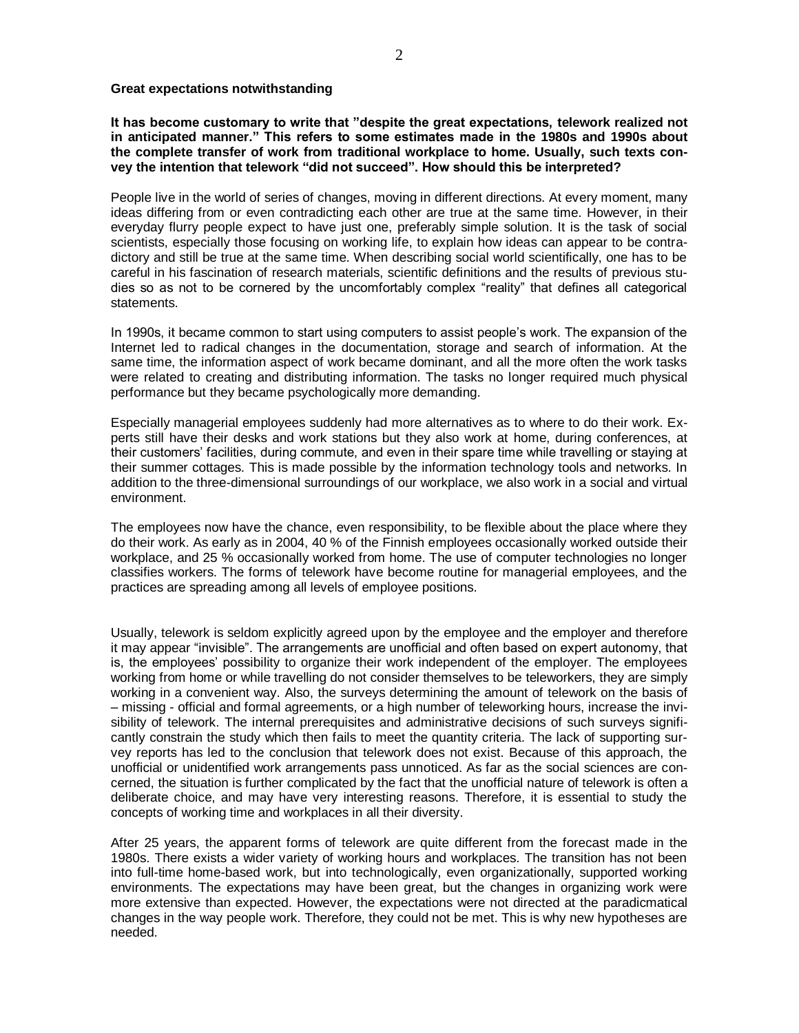**Great expectations notwithstanding**

**It has become customary to write that "despite the great expectations, telework realized not in anticipated manner." This refers to some estimates made in the 1980s and 1990s about the complete transfer of work from traditional workplace to home. Usually, such texts convey the intention that telework "did not succeed". How should this be interpreted?**

People live in the world of series of changes, moving in different directions. At every moment, many ideas differing from or even contradicting each other are true at the same time. However, in their everyday flurry people expect to have just one, preferably simple solution. It is the task of social scientists, especially those focusing on working life, to explain how ideas can appear to be contradictory and still be true at the same time. When describing social world scientifically, one has to be careful in his fascination of research materials, scientific definitions and the results of previous studies so as not to be cornered by the uncomfortably complex "reality" that defines all categorical statements.

In 1990s, it became common to start using computers to assist people's work. The expansion of the Internet led to radical changes in the documentation, storage and search of information. At the same time, the information aspect of work became dominant, and all the more often the work tasks were related to creating and distributing information. The tasks no longer required much physical performance but they became psychologically more demanding.

Especially managerial employees suddenly had more alternatives as to where to do their work. Experts still have their desks and work stations but they also work at home, during conferences, at their customers' facilities, during commute, and even in their spare time while travelling or staying at their summer cottages. This is made possible by the information technology tools and networks. In addition to the three-dimensional surroundings of our workplace, we also work in a social and virtual environment.

The employees now have the chance, even responsibility, to be flexible about the place where they do their work. As early as in 2004, 40 % of the Finnish employees occasionally worked outside their workplace, and 25 % occasionally worked from home. The use of computer technologies no longer classifies workers. The forms of telework have become routine for managerial employees, and the practices are spreading among all levels of employee positions.

Usually, telework is seldom explicitly agreed upon by the employee and the employer and therefore it may appear "invisible". The arrangements are unofficial and often based on expert autonomy, that is, the employees' possibility to organize their work independent of the employer. The employees working from home or while travelling do not consider themselves to be teleworkers, they are simply working in a convenient way. Also, the surveys determining the amount of telework on the basis of – missing - official and formal agreements, or a high number of teleworking hours, increase the invisibility of telework. The internal prerequisites and administrative decisions of such surveys significantly constrain the study which then fails to meet the quantity criteria. The lack of supporting survey reports has led to the conclusion that telework does not exist. Because of this approach, the unofficial or unidentified work arrangements pass unnoticed. As far as the social sciences are concerned, the situation is further complicated by the fact that the unofficial nature of telework is often a deliberate choice, and may have very interesting reasons. Therefore, it is essential to study the concepts of working time and workplaces in all their diversity.

After 25 years, the apparent forms of telework are quite different from the forecast made in the 1980s. There exists a wider variety of working hours and workplaces. The transition has not been into full-time home-based work, but into technologically, even organizationally, supported working environments. The expectations may have been great, but the changes in organizing work were more extensive than expected. However, the expectations were not directed at the paradicmatical changes in the way people work. Therefore, they could not be met. This is why new hypotheses are needed.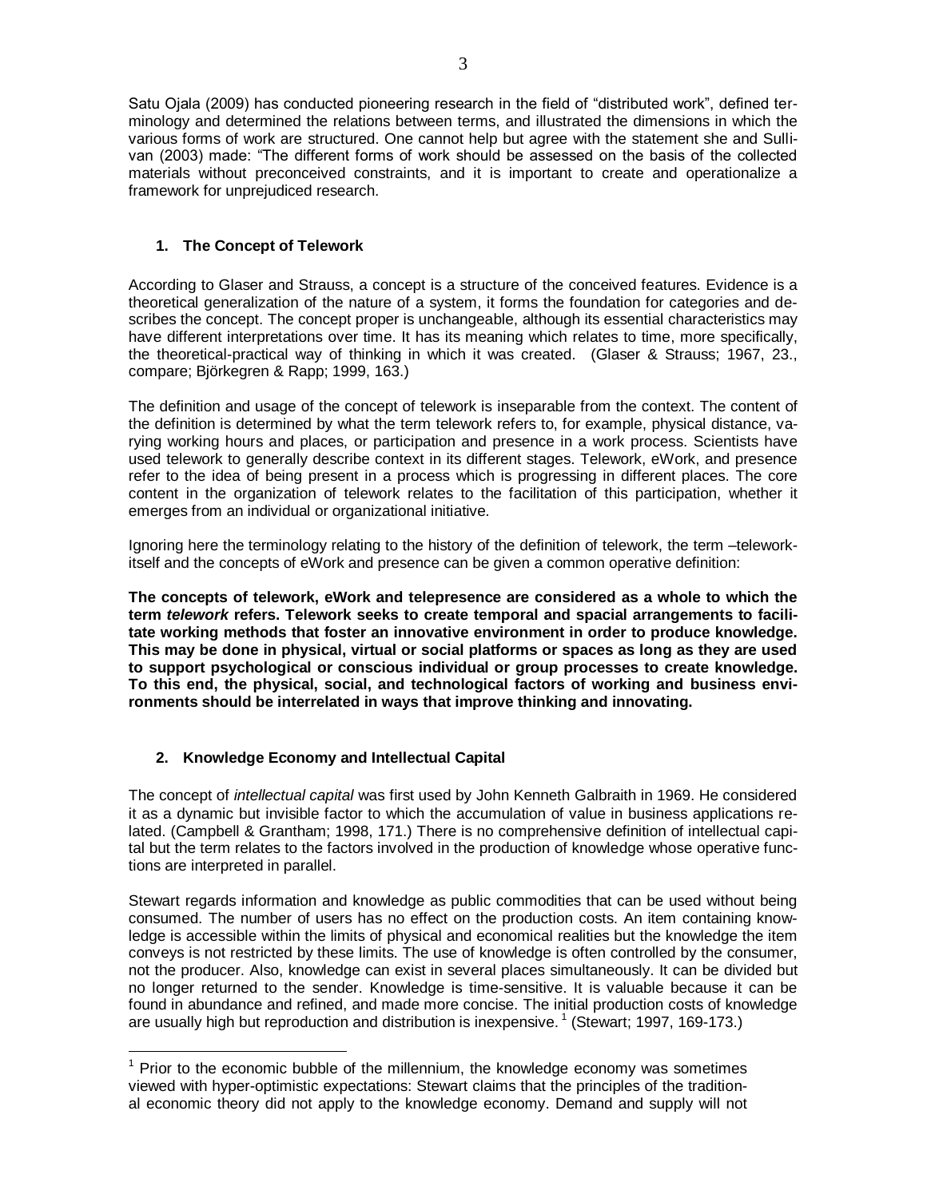Satu Ojala (2009) has conducted pioneering research in the field of "distributed work", defined terminology and determined the relations between terms, and illustrated the dimensions in which the various forms of work are structured. One cannot help but agree with the statement she and Sullivan (2003) made: "The different forms of work should be assessed on the basis of the collected materials without preconceived constraints, and it is important to create and operationalize a framework for unprejudiced research.

## 1. The Concept of Telework

According to Glaser and Strauss, a concept is a structure of the conceived features. Evidence is a theoretical generalization of the nature of a system, it forms the foundation for categories and describes the concept. The concept proper is unchangeable, although its essential characteristics may have different interpretations over time. It has its meaning which relates to time, more specifically, the theoretical-practical way of thinking in which it was created. (Glaser & Strauss; 1967, 23., compare; Björkegren & Rapp; 1999, 163.)

The definition and usage of the concept of telework is inseparable from the context. The content of the definition is determined by what the term telework refers to, for example, physical distance, varying working hours and places, or participation and presence in a work process. Scientists have used telework to generally describe context in its different stages. Telework, eWork, and presence refer to the idea of being present in a process which is progressing in different places. The core content in the organization of telework relates to the facilitation of this participation, whether it emerges from an individual or organizational initiative.

Ignoring here the terminology relating to the history of the definition of telework, the term –telework- itself and the concepts of eWork and presence can be given a common operative definition:

**The concepts of telework, eWork and telepresence are considered as a whole to which the term *telework* refers. Telework seeks to create temporal and spacial arrangements to facilitate working methods that foster an innovative environment in order to produce knowledge. This may be done in physical, virtual or social platforms or spaces as long as they are used to support psychological or conscious individual or group processes to create knowledge. To this end, the physical, social, and technological factors of working and business environments should be interrelated in ways that improve thinking and innovating.**

## 2. Knowledge Economy and Intellectual Capital

The concept of *intellectual capital* was first used by John Kenneth Galbraith in 1969. He considered it as a dynamic but invisible factor to which the accumulation of value in business applications related. (Campbell & Grantham; 1998, 171.) There is no comprehensive definition of intellectual capital but the term relates to the factors involved in the production of knowledge whose operative functions are interpreted in parallel.

Stewart regards information and knowledge as public commodities that can be used without being consumed. The number of users has no effect on the production costs. An item containing knowledge is accessible within the limits of physical and economical realities but the knowledge the item conveys is not restricted by these limits. The use of knowledge is often controlled by the consumer, not the producer. Also, knowledge can exist in several places simultaneously. It can be divided but no longer returned to the sender. Knowledge is time-sensitive. It is valuable because it can be found in abundance and refined, and made more concise. The initial production costs of knowledge are usually high but reproduction and distribution is inexpensive. [1] (Stewart; 1997, 169-173.)

---

[1] Prior to the economic bubble of the millennium, the knowledge economy was sometimes viewed with hyper-optimistic expectations: Stewart claims that the principles of the traditional economic theory did not apply to the knowledge economy. Demand and supply will not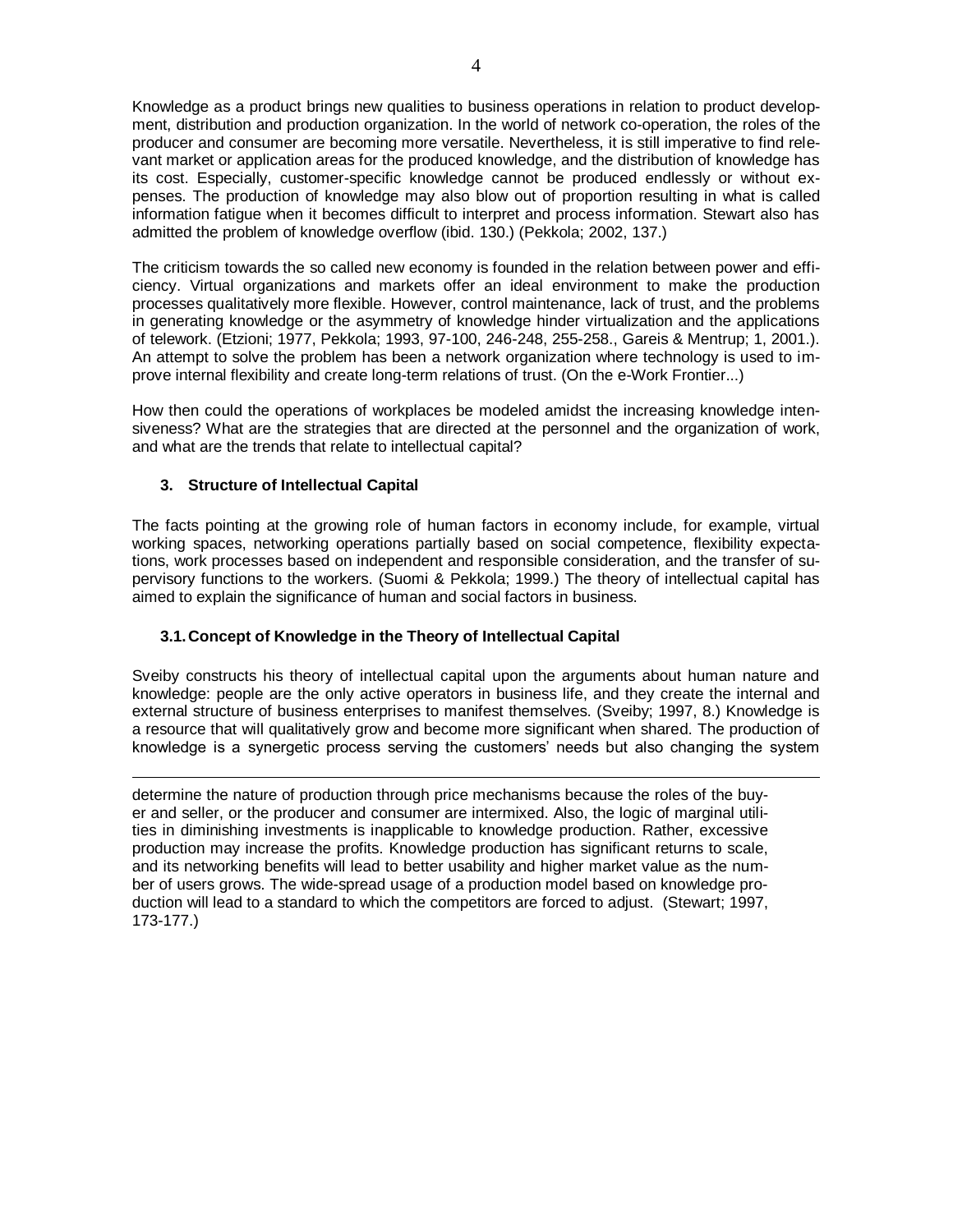Knowledge as a product brings new qualities to business operations in relation to product development, distribution and production organization. In the world of network co-operation, the roles of the producer and consumer are becoming more versatile. Nevertheless, it is still imperative to find relevant market or application areas for the produced knowledge, and the distribution of knowledge has its cost. Especially, customer-specific knowledge cannot be produced endlessly or without expenses. The production of knowledge may also blow out of proportion resulting in what is called information fatigue when it becomes difficult to interpret and process information. Stewart also has admitted the problem of knowledge overflow (ibid. 130.) (Pekkola; 2002, 137.)

The criticism towards the so called new economy is founded in the relation between power and efficiency. Virtual organizations and markets offer an ideal environment to make the production processes qualitatively more flexible. However, control maintenance, lack of trust, and the problems in generating knowledge or the asymmetry of knowledge hinder virtualization and the applications of telework. (Etzioni; 1977, Pekkola; 1993, 97-100, 246-248, 255-258., Gareis & Mentrup; 1, 2001.). An attempt to solve the problem has been a network organization where technology is used to improve internal flexibility and create long-term relations of trust. (On the e-Work Frontier...)

How then could the operations of workplaces be modeled amidst the increasing knowledge intensiveness? What are the strategies that are directed at the personnel and the organization of work, and what are the trends that relate to intellectual capital?

## 3. Structure of Intellectual Capital

The facts pointing at the growing role of human factors in economy include, for example, virtual working spaces, networking operations partially based on social competence, flexibility expectations, work processes based on independent and responsible consideration, and the transfer of supervisory functions to the workers. (Suomi & Pekkola; 1999.) The theory of intellectual capital has aimed to explain the significance of human and social factors in business.

### 3.1. Concept of Knowledge in the Theory of Intellectual Capital

Sveiby constructs his theory of intellectual capital upon the arguments about human nature and knowledge: people are the only active operators in business life, and they create the internal and external structure of business enterprises to manifest themselves. (Sveiby; 1997, 8.) Knowledge is a resource that will qualitatively grow and become more significant when shared. The production of knowledge is a synergetic process serving the customers' needs but also changing the system

---

determine the nature of production through price mechanisms because the roles of the buyer and seller, or the producer and consumer are intermixed. Also, the logic of marginal utilities in diminishing investments is inapplicable to knowledge production. Rather, excessive production may increase the profits. Knowledge production has significant returns to scale, and its networking benefits will lead to better usability and higher market value as the number of users grows. The wide-spread usage of a production model based on knowledge production will lead to a standard to which the competitors are forced to adjust. (Stewart; 1997, 173-177.)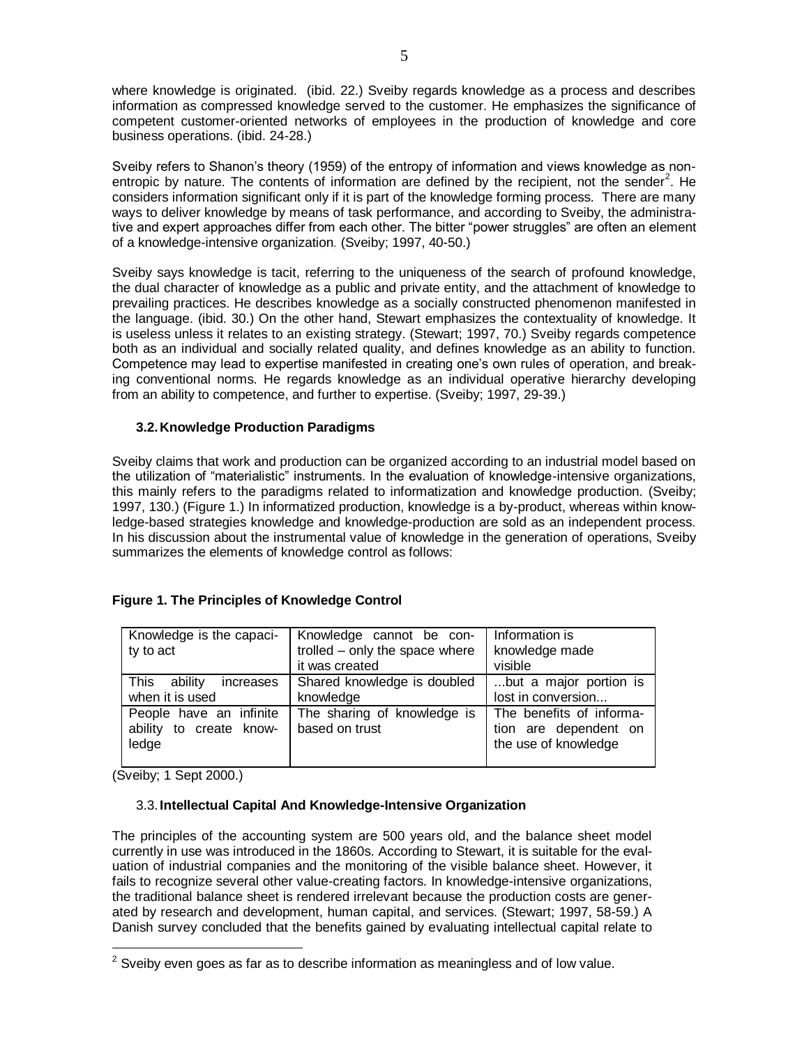where knowledge is originated. (ibid. 22.) Sveiby regards knowledge as a process and describes information as compressed knowledge served to the customer. He emphasizes the significance of competent customer-oriented networks of employees in the production of knowledge and core business operations. (ibid. 24-28.)

Sveiby refers to Shanon's theory (1959) of the entropy of information and views knowledge as non-entropic by nature. The contents of information are defined by the recipient, not the sender[2]. He considers information significant only if it is part of the knowledge forming process. There are many ways to deliver knowledge by means of task performance, and according to Sveiby, the administrative and expert approaches differ from each other. The bitter "power struggles" are often an element of a knowledge-intensive organization. (Sveiby; 1997, 40-50.)

Sveiby says knowledge is tacit, referring to the uniqueness of the search of profound knowledge, the dual character of knowledge as a public and private entity, and the attachment of knowledge to prevailing practices. He describes knowledge as a socially constructed phenomenon manifested in the language. (ibid. 30.) On the other hand, Stewart emphasizes the contextuality of knowledge. It is useless unless it relates to an existing strategy. (Stewart; 1997, 70.) Sveiby regards competence both as an individual and socially related quality, and defines knowledge as an ability to function. Competence may lead to expertise manifested in creating one's own rules of operation, and breaking conventional norms. He regards knowledge as an individual operative hierarchy developing from an ability to competence, and further to expertise. (Sveiby; 1997, 29-39.)

### 3.2. Knowledge Production Paradigms

Sveiby claims that work and production can be organized according to an industrial model based on the utilization of "materialistic" instruments. In the evaluation of knowledge-intensive organizations, this mainly refers to the paradigms related to informatization and knowledge production. (Sveiby; 1997, 130.) (Figure 1.) In informatized production, knowledge is a by-product, whereas within knowledge-based strategies knowledge and knowledge-production are sold as an independent process. In his discussion about the instrumental value of knowledge in the generation of operations, Sveiby summarizes the elements of knowledge control as follows:

**Figure 1. The Principles of Knowledge Control**

| Knowledge is the capacity to act | Knowledge cannot be controlled – only the space where it was created | Information is knowledge made visible |
|---|---|---|
| This ability increases when it is used | Shared knowledge is doubled knowledge | ...but a major portion is lost in conversion... |
| People have an infinite ability to create knowledge | The sharing of knowledge is based on trust | The benefits of information are dependent on the use of knowledge |

(Sveiby; 1 Sept 2000.)

### 3.3. Intellectual Capital And Knowledge-Intensive Organization

The principles of the accounting system are 500 years old, and the balance sheet model currently in use was introduced in the 1860s. According to Stewart, it is suitable for the evaluation of industrial companies and the monitoring of the visible balance sheet. However, it fails to recognize several other value-creating factors. In knowledge-intensive organizations, the traditional balance sheet is rendered irrelevant because the production costs are generated by research and development, human capital, and services. (Stewart; 1997, 58-59.) A Danish survey concluded that the benefits gained by evaluating intellectual capital relate to

[2] Sveiby even goes as far as to describe information as meaningless and of low value.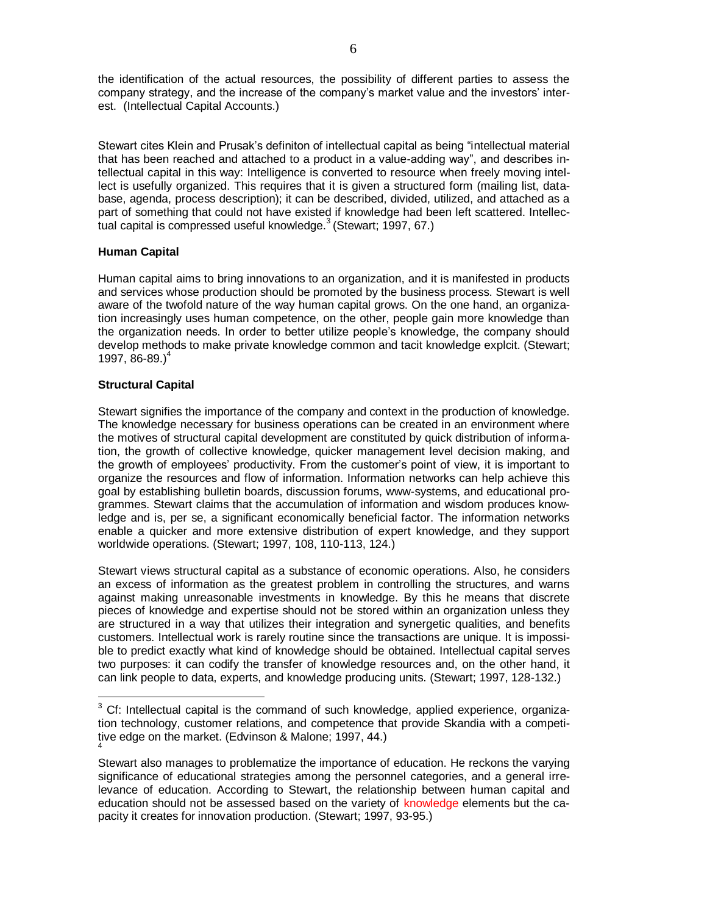the identification of the actual resources, the possibility of different parties to assess the company strategy, and the increase of the company's market value and the investors' interest. (Intellectual Capital Accounts.)

Stewart cites Klein and Prusak's definiton of intellectual capital as being "intellectual material that has been reached and attached to a product in a value-adding way", and describes intellectual capital in this way: Intelligence is converted to resource when freely moving intellect is usefully organized. This requires that it is given a structured form (mailing list, database, agenda, process description); it can be described, divided, utilized, and attached as a part of something that could not have existed if knowledge had been left scattered. Intellectual capital is compressed useful knowledge.[3] (Stewart; 1997, 67.)

**Human Capital**

Human capital aims to bring innovations to an organization, and it is manifested in products and services whose production should be promoted by the business process. Stewart is well aware of the twofold nature of the way human capital grows. On the one hand, an organization increasingly uses human competence, on the other, people gain more knowledge than the organization needs. In order to better utilize people's knowledge, the company should develop methods to make private knowledge common and tacit knowledge explcit. (Stewart; 1997, 86-89.)[4]

**Structural Capital**

Stewart signifies the importance of the company and context in the production of knowledge. The knowledge necessary for business operations can be created in an environment where the motives of structural capital development are constituted by quick distribution of information, the growth of collective knowledge, quicker management level decision making, and the growth of employees' productivity. From the customer's point of view, it is important to organize the resources and flow of information. Information networks can help achieve this goal by establishing bulletin boards, discussion forums, www-systems, and educational programmes. Stewart claims that the accumulation of information and wisdom produces knowledge and is, per se, a significant economically beneficial factor. The information networks enable a quicker and more extensive distribution of expert knowledge, and they support worldwide operations. (Stewart; 1997, 108, 110-113, 124.)

Stewart views structural capital as a substance of economic operations. Also, he considers an excess of information as the greatest problem in controlling the structures, and warns against making unreasonable investments in knowledge. By this he means that discrete pieces of knowledge and expertise should not be stored within an organization unless they are structured in a way that utilizes their integration and synergetic qualities, and benefits customers. Intellectual work is rarely routine since the transactions are unique. It is impossible to predict exactly what kind of knowledge should be obtained. Intellectual capital serves two purposes: it can codify the transfer of knowledge resources and, on the other hand, it can link people to data, experts, and knowledge producing units. (Stewart; 1997, 128-132.)

---

[3] Cf: Intellectual capital is the command of such knowledge, applied experience, organization technology, customer relations, and competence that provide Skandia with a competitive edge on the market. (Edvinson & Malone; 1997, 44.)

[4] Stewart also manages to problematize the importance of education. He reckons the varying significance of educational strategies among the personnel categories, and a general irrelevance of education. According to Stewart, the relationship between human capital and education should not be assessed based on the variety of knowledge elements but the capacity it creates for innovation production. (Stewart; 1997, 93-95.)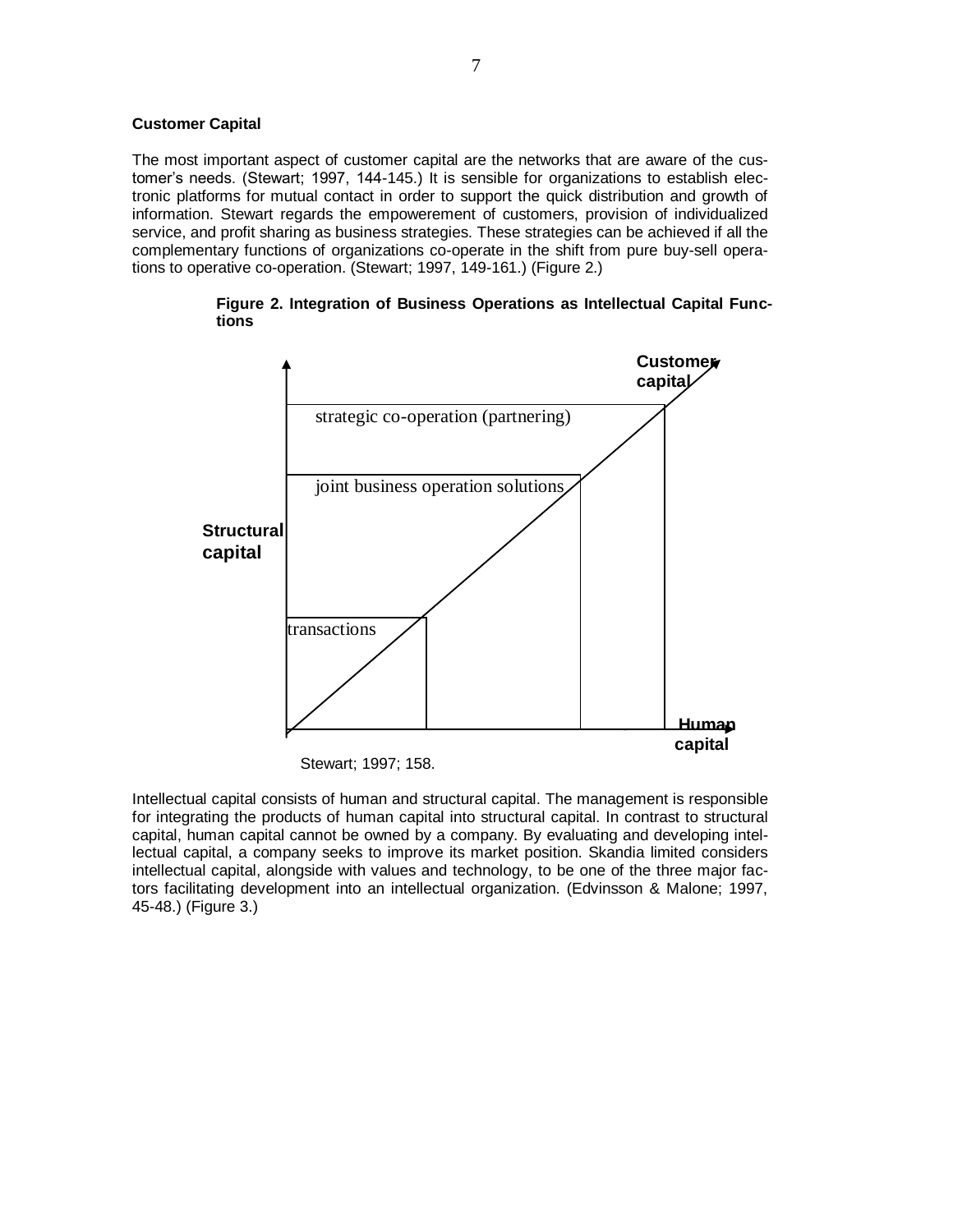**Customer Capital**

The most important aspect of customer capital are the networks that are aware of the customer's needs. (Stewart; 1997, 144-145.) It is sensible for organizations to establish electronic platforms for mutual contact in order to support the quick distribution and growth of information. Stewart regards the empowerement of customers, provision of individualized service, and profit sharing as business strategies. These strategies can be achieved if all the complementary functions of organizations co-operate in the shift from pure buy-sell operations to operative co-operation. (Stewart; 1997, 149-161.) (Figure 2.)

**Figure 2. Integration of Business Operations as Intellectual Capital Functions**

Customer capital

strategic co-operation (partnering)

joint business operation solutions

Structural capital

transactions

Human capital

Stewart; 1997; 158.

Intellectual capital consists of human and structural capital. The management is responsible for integrating the products of human capital into structural capital. In contrast to structural capital, human capital cannot be owned by a company. By evaluating and developing intellectual capital, a company seeks to improve its market position. Skandia limited considers intellectual capital, alongside with values and technology, to be one of the three major factors facilitating development into an intellectual organization. (Edvinsson & Malone; 1997, 45-48.) (Figure 3.)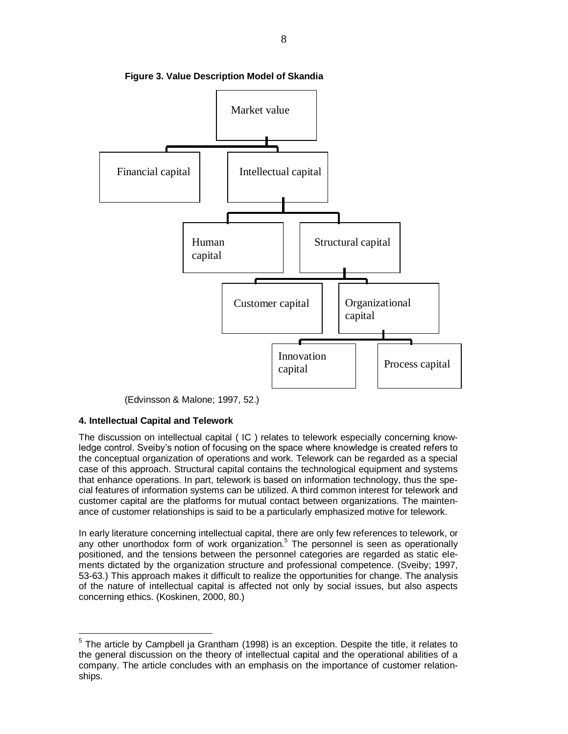**Figure 3. Value Description Model of Skandia**

Market value

Financial capital

Intellectual capital

Human capital

Structural capital

Customer capital

Organizational capital

Innovation capital

Process capital

(Edvinsson & Malone; 1997, 52.)

**4. Intellectual Capital and Telework**

The discussion on intellectual capital ( IC ) relates to telework especially concerning knowledge control. Sveiby's notion of focusing on the space where knowledge is created refers to the conceptual organization of operations and work. Telework can be regarded as a special case of this approach. Structural capital contains the technological equipment and systems that enhance operations. In part, telework is based on information technology, thus the special features of information systems can be utilized. A third common interest for telework and customer capital are the platforms for mutual contact between organizations. The maintenance of customer relationships is said to be a particularly emphasized motive for telework.

In early literature concerning intellectual capital, there are only few references to telework, or any other unorthodox form of work organization.[5] The personnel is seen as operationally positioned, and the tensions between the personnel categories are regarded as static elements dictated by the organization structure and professional competence. (Sveiby; 1997, 53-63.) This approach makes it difficult to realize the opportunities for change. The analysis of the nature of intellectual capital is affected not only by social issues, but also aspects concerning ethics. (Koskinen, 2000, 80.)

[5] The article by Campbell ja Grantham (1998) is an exception. Despite the title, it relates to the general discussion on the theory of intellectual capital and the operational abilities of a company. The article concludes with an emphasis on the importance of customer relationships.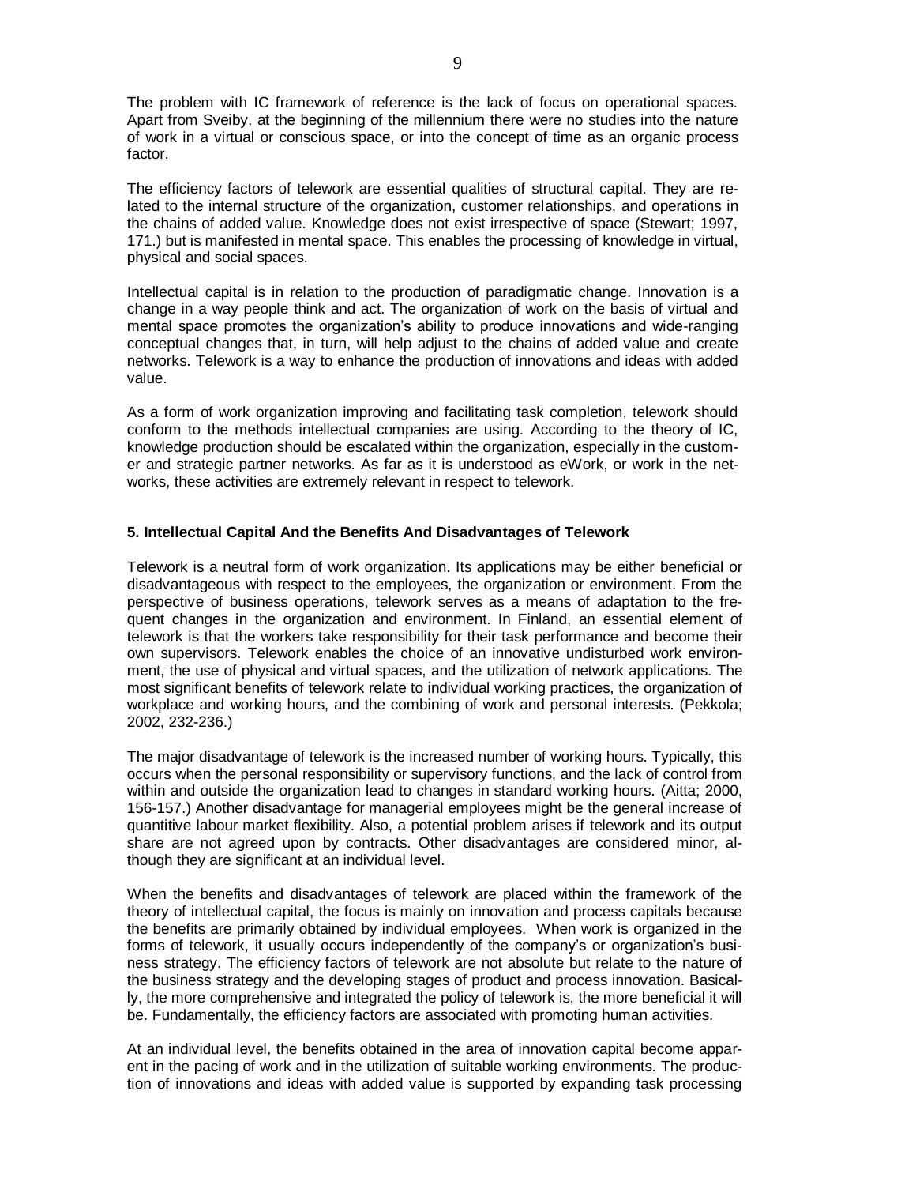The problem with IC framework of reference is the lack of focus on operational spaces. Apart from Sveiby, at the beginning of the millennium there were no studies into the nature of work in a virtual or conscious space, or into the concept of time as an organic process factor.

The efficiency factors of telework are essential qualities of structural capital. They are related to the internal structure of the organization, customer relationships, and operations in the chains of added value. Knowledge does not exist irrespective of space (Stewart; 1997, 171.) but is manifested in mental space. This enables the processing of knowledge in virtual, physical and social spaces.

Intellectual capital is in relation to the production of paradigmatic change. Innovation is a change in a way people think and act. The organization of work on the basis of virtual and mental space promotes the organization's ability to produce innovations and wide-ranging conceptual changes that, in turn, will help adjust to the chains of added value and create networks. Telework is a way to enhance the production of innovations and ideas with added value.

As a form of work organization improving and facilitating task completion, telework should conform to the methods intellectual companies are using. According to the theory of IC, knowledge production should be escalated within the organization, especially in the customer and strategic partner networks. As far as it is understood as eWork, or work in the networks, these activities are extremely relevant in respect to telework.

## 5. Intellectual Capital And the Benefits And Disadvantages of Telework

Telework is a neutral form of work organization. Its applications may be either beneficial or disadvantageous with respect to the employees, the organization or environment. From the perspective of business operations, telework serves as a means of adaptation to the frequent changes in the organization and environment. In Finland, an essential element of telework is that the workers take responsibility for their task performance and become their own supervisors. Telework enables the choice of an innovative undisturbed work environment, the use of physical and virtual spaces, and the utilization of network applications. The most significant benefits of telework relate to individual working practices, the organization of workplace and working hours, and the combining of work and personal interests. (Pekkola; 2002, 232-236.)

The major disadvantage of telework is the increased number of working hours. Typically, this occurs when the personal responsibility or supervisory functions, and the lack of control from within and outside the organization lead to changes in standard working hours. (Aitta; 2000, 156-157.) Another disadvantage for managerial employees might be the general increase of quantitive labour market flexibility. Also, a potential problem arises if telework and its output share are not agreed upon by contracts. Other disadvantages are considered minor, although they are significant at an individual level.

When the benefits and disadvantages of telework are placed within the framework of the theory of intellectual capital, the focus is mainly on innovation and process capitals because the benefits are primarily obtained by individual employees. When work is organized in the forms of telework, it usually occurs independently of the company's or organization's business strategy. The efficiency factors of telework are not absolute but relate to the nature of the business strategy and the developing stages of product and process innovation. Basically, the more comprehensive and integrated the policy of telework is, the more beneficial it will be. Fundamentally, the efficiency factors are associated with promoting human activities.

At an individual level, the benefits obtained in the area of innovation capital become apparent in the pacing of work and in the utilization of suitable working environments. The production of innovations and ideas with added value is supported by expanding task processing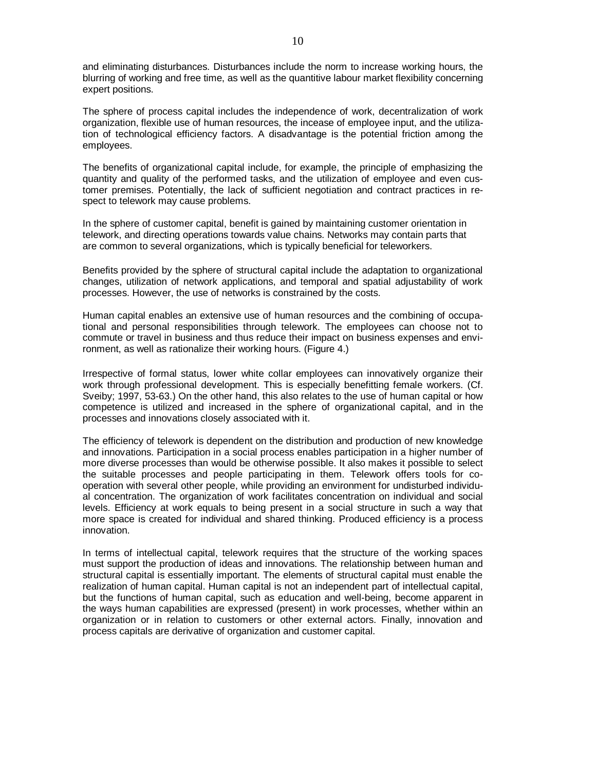and eliminating disturbances. Disturbances include the norm to increase working hours, the blurring of working and free time, as well as the quantitive labour market flexibility concerning expert positions.

The sphere of process capital includes the independence of work, decentralization of work organization, flexible use of human resources, the incease of employee input, and the utilization of technological efficiency factors. A disadvantage is the potential friction among the employees.

The benefits of organizational capital include, for example, the principle of emphasizing the quantity and quality of the performed tasks, and the utilization of employee and even customer premises. Potentially, the lack of sufficient negotiation and contract practices in respect to telework may cause problems.

In the sphere of customer capital, benefit is gained by maintaining customer orientation in telework, and directing operations towards value chains. Networks may contain parts that are common to several organizations, which is typically beneficial for teleworkers.

Benefits provided by the sphere of structural capital include the adaptation to organizational changes, utilization of network applications, and temporal and spatial adjustability of work processes. However, the use of networks is constrained by the costs.

Human capital enables an extensive use of human resources and the combining of occupational and personal responsibilities through telework. The employees can choose not to commute or travel in business and thus reduce their impact on business expenses and environment, as well as rationalize their working hours. (Figure 4.)

Irrespective of formal status, lower white collar employees can innovatively organize their work through professional development. This is especially benefitting female workers. (Cf. Sveiby; 1997, 53-63.) On the other hand, this also relates to the use of human capital or how competence is utilized and increased in the sphere of organizational capital, and in the processes and innovations closely associated with it.

The efficiency of telework is dependent on the distribution and production of new knowledge and innovations. Participation in a social process enables participation in a higher number of more diverse processes than would be otherwise possible. It also makes it possible to select the suitable processes and people participating in them. Telework offers tools for co-operation with several other people, while providing an environment for undisturbed individual concentration. The organization of work facilitates concentration on individual and social levels. Efficiency at work equals to being present in a social structure in such a way that more space is created for individual and shared thinking. Produced efficiency is a process innovation.

In terms of intellectual capital, telework requires that the structure of the working spaces must support the production of ideas and innovations. The relationship between human and structural capital is essentially important. The elements of structural capital must enable the realization of human capital. Human capital is not an independent part of intellectual capital, but the functions of human capital, such as education and well-being, become apparent in the ways human capabilities are expressed (present) in work processes, whether within an organization or in relation to customers or other external actors. Finally, innovation and process capitals are derivative of organization and customer capital.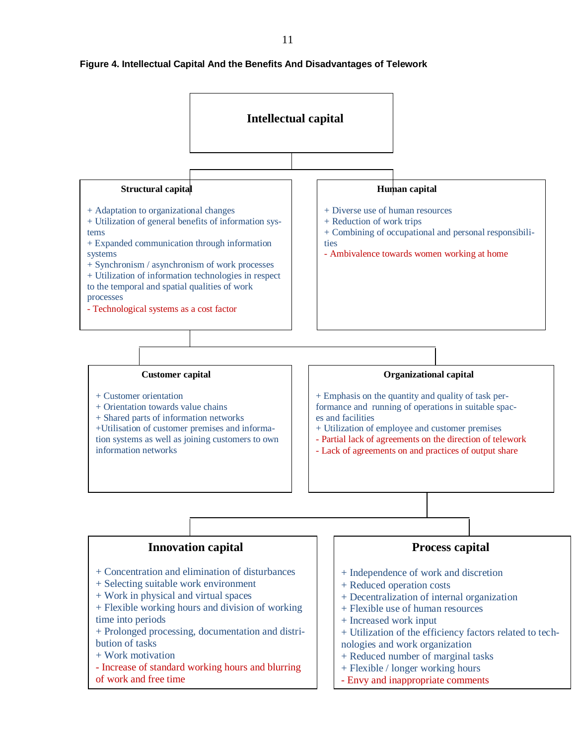**Figure 4. Intellectual Capital And the Benefits And Disadvantages of Telework**

**Intellectual capital**

**Structural capital**

+ Adaptation to organizational changes
+ Utilization of general benefits of information systems
+ Expanded communication through information systems
+ Synchronism / asynchronism of work processes
+ Utilization of information technologies in respect to the temporal and spatial qualities of work processes
- Technological systems as a cost factor

**Human capital**

+ Diverse use of human resources
+ Reduction of work trips
+ Combining of occupational and personal responsibilities
- Ambivalence towards women working at home

**Customer capital**

+ Customer orientation
+ Orientation towards value chains
+ Shared parts of information networks
+Utilisation of customer premises and information systems as well as joining customers to own information networks

**Organizational capital**

+ Emphasis on the quantity and quality of task performance and running of operations in suitable spaces and facilities
+ Utilization of employee and customer premises
- Partial lack of agreements on the direction of telework
- Lack of agreements on and practices of output share

**Innovation capital**

+ Concentration and elimination of disturbances
+ Selecting suitable work environment
+ Work in physical and virtual spaces
+ Flexible working hours and division of working time into periods
+ Prolonged processing, documentation and distribution of tasks
+ Work motivation
- Increase of standard working hours and blurring of work and free time

**Process capital**

+ Independence of work and discretion
+ Reduced operation costs
+ Decentralization of internal organization
+ Flexible use of human resources
+ Increased work input
+ Utilization of the efficiency factors related to technologies and work organization
+ Reduced number of marginal tasks
+ Flexible / longer working hours
- Envy and inappropriate comments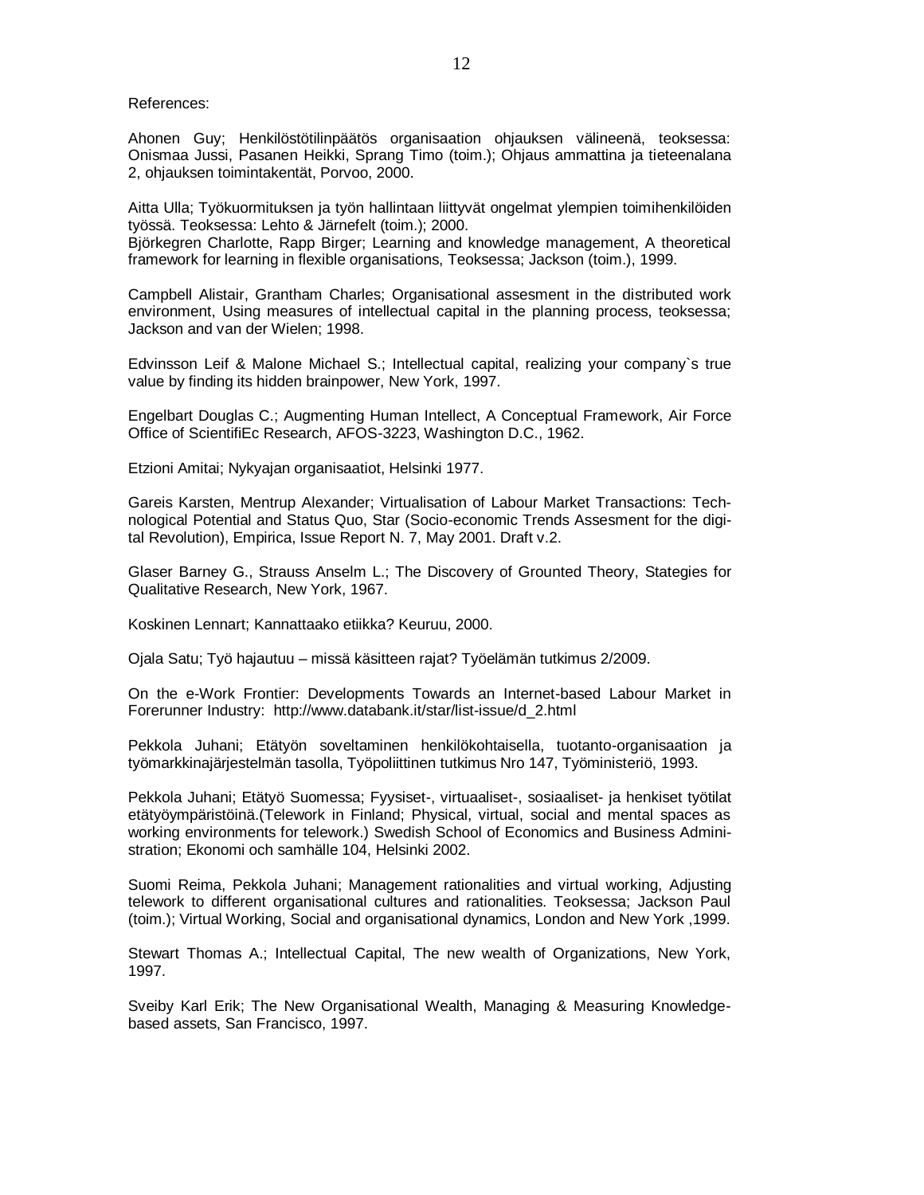References:

Ahonen Guy; Henkilöstötilinpäätös organisaation ohjauksen välineenä, teoksessa: Onismaa Jussi, Pasanen Heikki, Sprang Timo (toim.); Ohjaus ammattina ja tieteenalana 2, ohjauksen toimintakentät, Porvoo, 2000.

Aitta Ulla; Työkuormituksen ja työn hallintaan liittyvät ongelmat ylempien toimihenkilöiden työssä. Teoksessa: Lehto & Järnefelt (toim.); 2000.
Björkegren Charlotte, Rapp Birger; Learning and knowledge management, A theoretical framework for learning in flexible organisations, Teoksessa; Jackson (toim.), 1999.

Campbell Alistair, Grantham Charles; Organisational assesment in the distributed work environment, Using measures of intellectual capital in the planning process, teoksessa; Jackson and van der Wielen; 1998.

Edvinsson Leif & Malone Michael S.; Intellectual capital, realizing your company`s true value by finding its hidden brainpower, New York, 1997.

Engelbart Douglas C.; Augmenting Human Intellect, A Conceptual Framework, Air Force Office of ScientifiEc Research, AFOS-3223, Washington D.C., 1962.

Etzioni Amitai; Nykyajan organisaatiot, Helsinki 1977.

Gareis Karsten, Mentrup Alexander; Virtualisation of Labour Market Transactions: Technological Potential and Status Quo, Star (Socio-economic Trends Assesment for the digital Revolution), Empirica, Issue Report N. 7, May 2001. Draft v.2.

Glaser Barney G., Strauss Anselm L.; The Discovery of Grounted Theory, Stategies for Qualitative Research, New York, 1967.

Koskinen Lennart; Kannattaako etiikka? Keuruu, 2000.

Ojala Satu; Työ hajautuu – missä käsitteen rajat? Työelämän tutkimus 2/2009.

On the e-Work Frontier: Developments Towards an Internet-based Labour Market in Forerunner Industry: http://www.databank.it/star/list-issue/d_2.html

Pekkola Juhani; Etätyön soveltaminen henkilökohtaisella, tuotanto-organisaation ja työmarkkinajärjestelmän tasolla, Työpoliittinen tutkimus Nro 147, Työministeriö, 1993.

Pekkola Juhani; Etätyö Suomessa; Fyysiset-, virtuaaliset-, sosiaaliset- ja henkiset työtilat etätyöympäristöinä.(Telework in Finland; Physical, virtual, social and mental spaces as working environments for telework.) Swedish School of Economics and Business Administration; Ekonomi och samhälle 104, Helsinki 2002.

Suomi Reima, Pekkola Juhani; Management rationalities and virtual working, Adjusting telework to different organisational cultures and rationalities. Teoksessa; Jackson Paul (toim.); Virtual Working, Social and organisational dynamics, London and New York ,1999.

Stewart Thomas A.; Intellectual Capital, The new wealth of Organizations, New York, 1997.

Sveiby Karl Erik; The New Organisational Wealth, Managing & Measuring Knowledge-based assets, San Francisco, 1997.